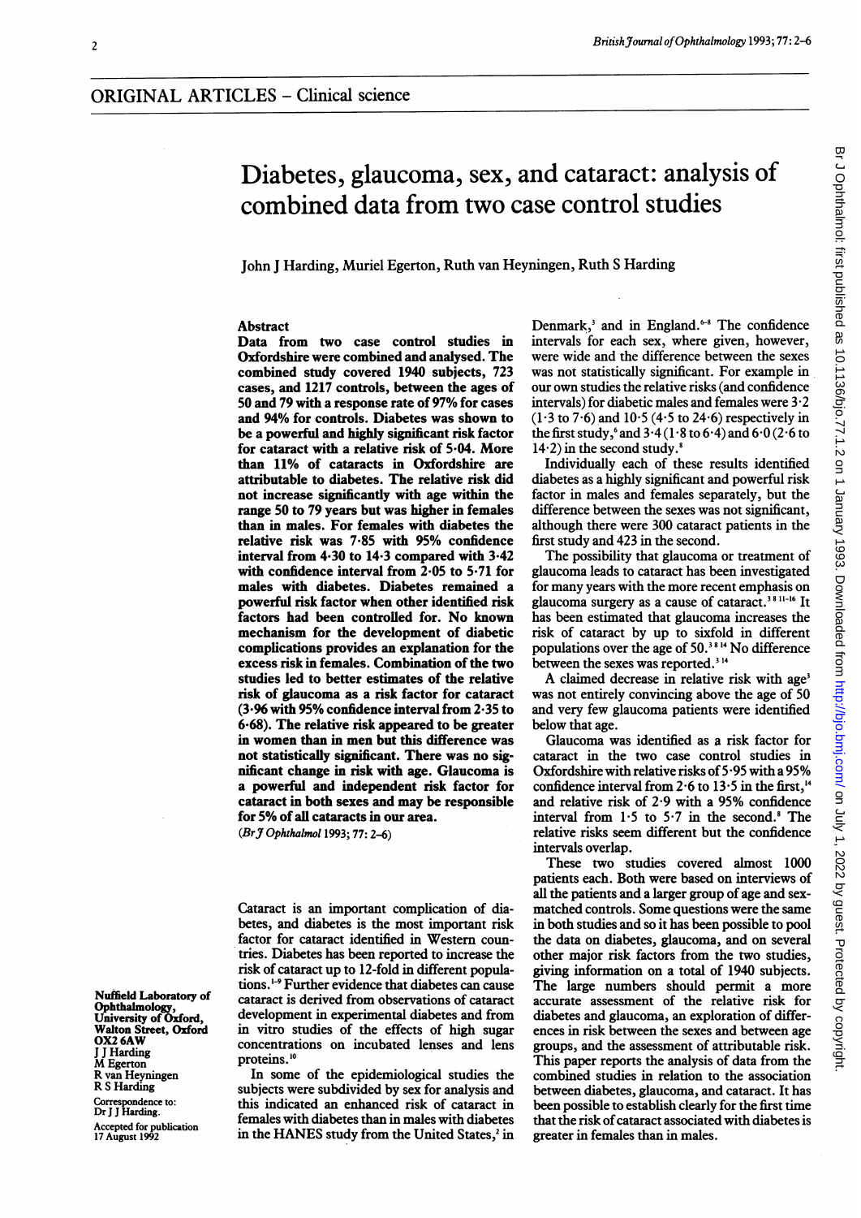ORIGINAL ARTICLES – Clinical science

# Diabetes, glaucoma, sex, and cataract: analysis of combined data from two case control studies

John J Harding, Muriel Egerton, Ruth van Heyningen, Ruth S Harding

## Abstract

**Data from two case control studies in Oxfordshire were combined and analysed. The combined study covered 1940 subjects, 723 cases, and 1217 controls, between the ages of 50 and 79 with a response rate of 97% for cases and 94% for controls. Diabetes was shown to be a powerful and highly significant risk factor for cataract with a relative risk of 5·04. More than 11% of cataracts in Oxfordshire are attributable to diabetes. The relative risk did not increase significantly with age within the range 50 to 79 years but was higher in females than in males. For females with diabetes the relative risk was 7·85 with 95% confidence interval from 4·30 to 14·3 compared with 3·42 with confidence interval from 2·05 to 5·71 for males with diabetes. Diabetes remained a powerful risk factor when other identified risk factors had been controlled for. No known mechanism for the development of diabetic complications provides an explanation for the excess risk in females. Combination of the two studies led to better estimates of the relative risk of glaucoma as a risk factor for cataract (3·96 with 95% confidence interval from 2·35 to 6·68). The relative risk appeared to be greater in women than in men but this difference was not statistically significant. There was no significant change in risk with age. Glaucoma is a powerful and independent risk factor for cataract in both sexes and may be responsible for 5% of all cataracts in our area.**

(*Br J Ophthalmol* 1993; 77: 2–6)

Cataract is an important complication of diabetes, and diabetes is the most important risk factor for cataract identified in Western countries. Diabetes has been reported to increase the risk of cataract up to 12-fold in different populations.[1-9] Further evidence that diabetes can cause cataract is derived from observations of cataract development in experimental diabetes and from in vitro studies of the effects of high sugar concentrations on incubated lenses and lens proteins.[10]

In some of the epidemiological studies the subjects were subdivided by sex for analysis and this indicated an enhanced risk of cataract in females with diabetes than in males with diabetes in the HANES study from the United States,[2] in Denmark,[3] and in England.[6-8] The confidence intervals for each sex, where given, however, were wide and the difference between the sexes was not statistically significant. For example in our own studies the relative risks (and confidence intervals) for diabetic males and females were 3·2 (1·3 to 7·6) and 10·5 (4·5 to 24·6) respectively in the first study,[6] and 3·4 (1·8 to 6·4) and 6·0 (2·6 to 14·2) in the second study.[8]

Individually each of these results identified diabetes as a highly significant and powerful risk factor in males and females separately, but the difference between the sexes was not significant, although there were 300 cataract patients in the first study and 423 in the second.

The possibility that glaucoma or treatment of glaucoma leads to cataract has been investigated for many years with the more recent emphasis on glaucoma surgery as a cause of cataract.[3,8,11-16] It has been estimated that glaucoma increases the risk of cataract by up to sixfold in different populations over the age of 50.[3,8,14] No difference between the sexes was reported.[3,14]

A claimed decrease in relative risk with age[3] was not entirely convincing above the age of 50 and very few glaucoma patients were identified below that age.

Glaucoma was identified as a risk factor for cataract in the two case control studies in Oxfordshire with relative risks of 5·95 with a 95% confidence interval from 2·6 to 13·5 in the first,[14] and relative risk of 2·9 with a 95% confidence interval from 1·5 to 5·7 in the second.[8] The relative risks seem different but the confidence intervals overlap.

These two studies covered almost 1000 patients each. Both were based on interviews of all the patients and a larger group of age and sex-matched controls. Some questions were the same in both studies and so it has been possible to pool the data on diabetes, glaucoma, and on several other major risk factors from the two studies, giving information on a total of 1940 subjects. The large numbers should permit a more accurate assessment of the relative risk for diabetes and glaucoma, an exploration of differences in risk between the sexes and between age groups, and the assessment of attributable risk. This paper reports the analysis of data from the combined studies in relation to the association between diabetes, glaucoma, and cataract. It has been possible to establish clearly for the first time that the risk of cataract associated with diabetes is greater in females than in males.

Nuffield Laboratory of Ophthalmology, University of Oxford, Walton Street, Oxford OX2 6AW
J J Harding
M Egerton
R van Heyningen
R S Harding

Correspondence to: Dr J J Harding.

Accepted for publication 17 August 1992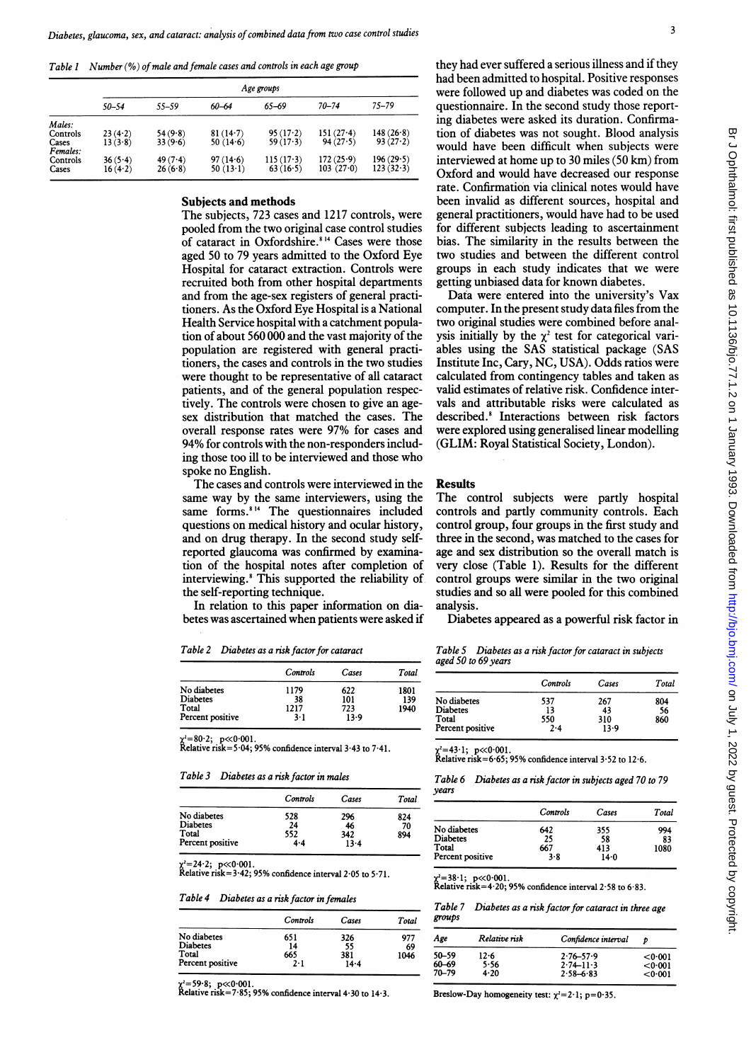*Table 1 Number (%) of male and female cases and controls in each age group*

| | Age groups | | | | | |
|---|---|---|---|---|---|---|
| | 50–54 | 55–59 | 60–64 | 65–69 | 70–74 | 75–79 |
| *Males:* | | | | | | |
| Controls | 23 (4·2) | 54 (9·8) | 81 (14·7) | 95 (17·2) | 151 (27·4) | 148 (26·8) |
| Cases | 13 (3·8) | 33 (9·6) | 50 (14·6) | 59 (17·3) | 94 (27·5) | 93 (27·2) |
| *Females:* | | | | | | |
| Controls | 36 (5·4) | 49 (7·4) | 97 (14·6) | 115 (17·3) | 172 (25·9) | 196 (29·5) |
| Cases | 16 (4·2) | 26 (6·8) | 50 (13·1) | 63 (16·5) | 103 (27·0) | 123 (32·3) |

## Subjects and methods

The subjects, 723 cases and 1217 controls, were pooled from the two original case control studies of cataract in Oxfordshire.[8,14] Cases were those aged 50 to 79 years admitted to the Oxford Eye Hospital for cataract extraction. Controls were recruited both from other hospital departments and from the age-sex registers of general practitioners. As the Oxford Eye Hospital is a National Health Service hospital with a catchment population of about 560 000 and the vast majority of the population are registered with general practitioners, the cases and controls in the two studies were thought to be representative of all cataract patients, and of the general population respectively. The controls were chosen to give an age-sex distribution that matched the cases. The overall response rates were 97% for cases and 94% for controls with the non-responders including those too ill to be interviewed and those who spoke no English.

The cases and controls were interviewed in the same way by the same interviewers, using the same forms.[8,14] The questionnaires included questions on medical history and ocular history, and on drug therapy. In the second study self-reported glaucoma was confirmed by examination of the hospital notes after completion of interviewing.[8] This supported the reliability of the self-reporting technique.

In relation to this paper information on diabetes was ascertained when patients were asked if they had ever suffered a serious illness and if they had been admitted to hospital. Positive responses were followed up and diabetes was coded on the questionnaire. In the second study those reporting diabetes were asked its duration. Confirmation of diabetes was not sought. Blood analysis would have been difficult when subjects were interviewed at home up to 30 miles (50 km) from Oxford and would have decreased our response rate. Confirmation via clinical notes would have been invalid as different sources, hospital and general practitioners, would have had to be used for different subjects leading to ascertainment bias. The similarity in the results between the two studies and between the different control groups in each study indicates that we were getting unbiased data for known diabetes.

Data were entered into the university's Vax computer. In the present study data files from the two original studies were combined before analysis initially by the $\chi^2$ test for categorical variables using the SAS statistical package (SAS Institute Inc, Cary, NC, USA). Odds ratios were calculated from contingency tables and taken as valid estimates of relative risk. Confidence intervals and attributable risks were calculated as described.[8] Interactions between risk factors were explored using generalised linear modelling (GLIM: Royal Statistical Society, London).

## Results

The control subjects were partly hospital controls and partly community controls. Each control group, four groups in the first study and three in the second, was matched to the cases for age and sex distribution so the overall match is very close (Table 1). Results for the different control groups were similar in the two original studies and so all were pooled for this combined analysis.

Diabetes appeared as a powerful risk factor in

*Table 2 Diabetes as a risk factor for cataract*

| | Controls | Cases | Total |
|---|---|---|---|
| No diabetes | 1179 | 622 | 1801 |
| Diabetes | 38 | 101 | 139 |
| Total | 1217 | 723 | 1940 |
| Percent positive | 3·1 | 13·9 | |

$\chi^2=80·2$; $p \ll 0·001$.
Relative risk=5·04; 95% confidence interval 3·43 to 7·41.

*Table 3 Diabetes as a risk factor in males*

| | Controls | Cases | Total |
|---|---|---|---|
| No diabetes | 528 | 296 | 824 |
| Diabetes | 24 | 46 | 70 |
| Total | 552 | 342 | 894 |
| Percent positive | 4·4 | 13·4 | |

$\chi^2=24·2$; $p \ll 0·001$.
Relative risk=3·42; 95% confidence interval 2·05 to 5·71.

*Table 4 Diabetes as a risk factor in females*

| | Controls | Cases | Total |
|---|---|---|---|
| No diabetes | 651 | 326 | 977 |
| Diabetes | 14 | 55 | 69 |
| Total | 665 | 381 | 1046 |
| Percent positive | 2·1 | 14·4 | |

$\chi^2=59·8$; $p \ll 0·001$.
Relative risk=7·85; 95% confidence interval 4·30 to 14·3.

*Table 5 Diabetes as a risk factor for cataract in subjects aged 50 to 69 years*

| | Controls | Cases | Total |
|---|---|---|---|
| No diabetes | 537 | 267 | 804 |
| Diabetes | 13 | 43 | 56 |
| Total | 550 | 310 | 860 |
| Percent positive | 2·4 | 13·9 | |

$\chi^2=43·1$; $p \ll 0·001$.
Relative risk=6·65; 95% confidence interval 3·52 to 12·6.

*Table 6 Diabetes as a risk factor in subjects aged 70 to 79 years*

| | Controls | Cases | Total |
|---|---|---|---|
| No diabetes | 642 | 355 | 994 |
| Diabetes | 25 | 58 | 83 |
| Total | 667 | 413 | 1080 |
| Percent positive | 3·8 | 14·0 | |

$\chi^2=38·1$; $p \ll 0·001$.
Relative risk=4·20; 95% confidence interval 2·58 to 6·83.

*Table 7 Diabetes as a risk factor for cataract in three age groups*

| Age | Relative risk | Confidence interval | p |
|---|---|---|---|
| 50–59 | 12·6 | 2·76–57·9 | <0·001 |
| 60–69 | 5·56 | 2·74–11·3 | <0·001 |
| 70–79 | 4·20 | 2·58–6·83 | <0·001 |

Breslow-Day homogeneity test: $\chi^2=2·1$; $p=0·35$.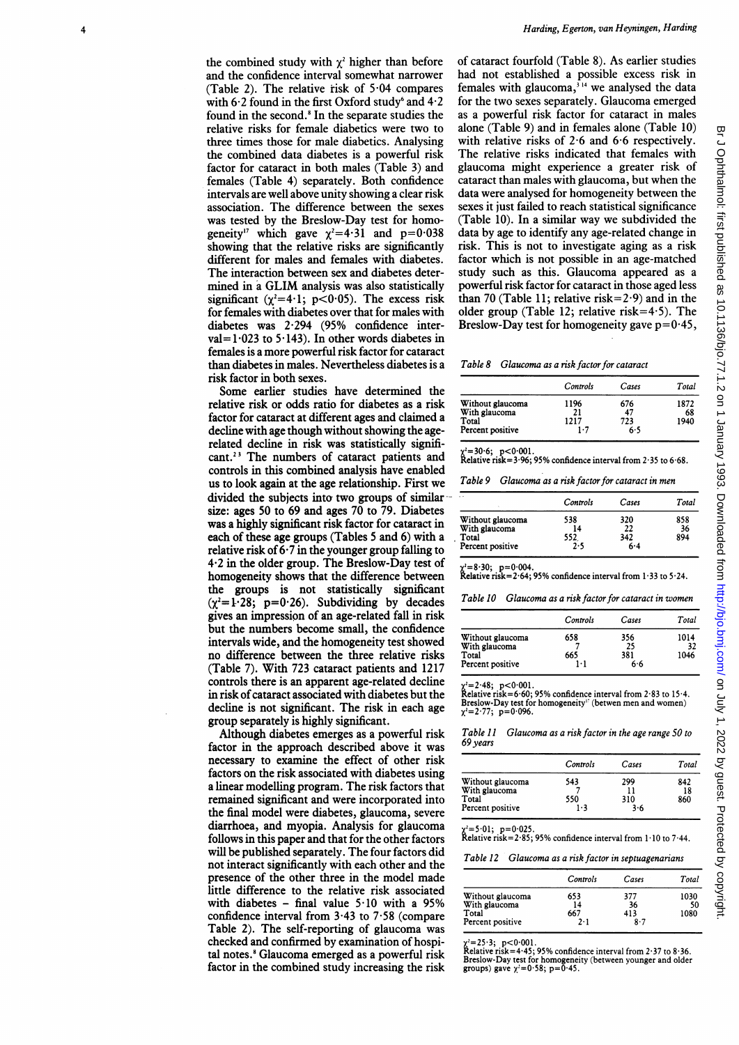the combined study with $\chi^2$ higher than before and the confidence interval somewhat narrower (Table 2). The relative risk of 5·04 compares with 6·2 found in the first Oxford study[6] and 4·2 found in the second.[8] In the separate studies the relative risks for female diabetics were two to three times those for male diabetics. Analysing the combined data diabetes is a powerful risk factor for cataract in both males (Table 3) and females (Table 4) separately. Both confidence intervals are well above unity showing a clear risk association. The difference between the sexes was tested by the Breslow-Day test for homogeneity[17] which gave $\chi^2=4·31$ and $p=0·038$ showing that the relative risks are significantly different for males and females with diabetes. The interaction between sex and diabetes determined in a GLIM analysis was also statistically significant ($\chi^2=4·1$; $p<0·05$). The excess risk for females with diabetes over that for males with diabetes was 2·294 (95% confidence interval=1·023 to 5·143). In other words diabetes in females is a more powerful risk factor for cataract than diabetes in males. Nevertheless diabetes is a risk factor in both sexes.

Some earlier studies have determined the relative risk or odds ratio for diabetes as a risk factor for cataract at different ages and claimed a decline with age though without showing the age-related decline in risk was statistically significant.[2,3] The numbers of cataract patients and controls in this combined analysis have enabled us to look again at the age relationship. First we divided the subjects into two groups of similar size: ages 50 to 69 and ages 70 to 79. Diabetes was a highly significant risk factor for cataract in each of these age groups (Tables 5 and 6) with a relative risk of 6·7 in the younger group falling to 4·2 in the older group. The Breslow-Day test of homogeneity shows that the difference between the groups is not statistically significant ($\chi^2=1·28$; $p=0·26$). Subdividing by decades gives an impression of an age-related fall in risk but the numbers become small, the confidence intervals wide, and the homogeneity test showed no difference between the three relative risks (Table 7). With 723 cataract patients and 1217 controls there is an apparent age-related decline in risk of cataract associated with diabetes but the decline is not significant. The risk in each age group separately is highly significant.

Although diabetes emerges as a powerful risk factor in the approach described above it was necessary to examine the effect of other risk factors on the risk associated with diabetes using a linear modelling program. The risk factors that remained significant and were incorporated into the final model were diabetes, glaucoma, severe diarrhoea, and myopia. Analysis for glaucoma follows in this paper and that for the other factors will be published separately. The four factors did not interact significantly with each other and the presence of the other three in the model made little difference to the relative risk associated with diabetes – final value 5·10 with a 95% confidence interval from 3·43 to 7·58 (compare Table 2). The self-reporting of glaucoma was checked and confirmed by examination of hospital notes.[8] Glaucoma emerged as a powerful risk factor in the combined study increasing the risk of cataract fourfold (Table 8). As earlier studies had not established a possible excess risk in females with glaucoma,[3,14] we analysed the data for the two sexes separately. Glaucoma emerged as a powerful risk factor for cataract in males alone (Table 9) and in females alone (Table 10) with relative risks of 2·6 and 6·6 respectively. The relative risks indicated that females with glaucoma might experience a greater risk of cataract than males with glaucoma, but when the data were analysed for homogeneity between the sexes it just failed to reach statistical significance (Table 10). In a similar way we subdivided the data by age to identify any age-related change in risk. This is not to investigate aging as a risk factor which is not possible in an age-matched study such as this. Glaucoma appeared as a powerful risk factor for cataract in those aged less than 70 (Table 11; relative risk=2·9) and in the older group (Table 12; relative risk=4·5). The Breslow-Day test for homogeneity gave $p=0·45$,

*Table 8 Glaucoma as a risk factor for cataract*

| | Controls | Cases | Total |
|---|---|---|---|
| Without glaucoma | 1196 | 676 | 1872 |
| With glaucoma | 21 | 47 | 68 |
| Total | 1217 | 723 | 1940 |
| Percent positive | 1·7 | 6·5 | |

$\chi^2=30·6$; $p<0·001$.
Relative risk=3·96; 95% confidence interval from 2·35 to 6·68.

*Table 9 Glaucoma as a risk factor for cataract in men*

| | Controls | Cases | Total |
|---|---|---|---|
| Without glaucoma | 538 | 320 | 858 |
| With glaucoma | 14 | 22 | 36 |
| Total | 552 | 342 | 894 |
| Percent positive | 2·5 | 6·4 | |

$\chi^2=8·30$; $p=0·004$.
Relative risk=2·64; 95% confidence interval from 1·33 to 5·24.

*Table 10 Glaucoma as a risk factor for cataract in women*

| | Controls | Cases | Total |
|---|---|---|---|
| Without glaucoma | 658 | 356 | 1014 |
| With glaucoma | 7 | 25 | 32 |
| Total | 665 | 381 | 1046 |
| Percent positive | 1·1 | 6·6 | |

$\chi^2=2·48$; $p<0·001$.
Relative risk=6·60; 95% confidence interval from 2·83 to 15·4.
Breslow-Day test for homogeneity[17] (betwen men and women) $\chi^2=2·77$; $p=0·096$.

*Table 11 Glaucoma as a risk factor in the age range 50 to 69 years*

| | Controls | Cases | Total |
|---|---|---|---|
| Without glaucoma | 543 | 299 | 842 |
| With glaucoma | 7 | 11 | 18 |
| Total | 550 | 310 | 860 |
| Percent positive | 1·3 | 3·6 | |

$\chi^2=5·01$; $p=0·025$.
Relative risk=2·85; 95% confidence interval from 1·10 to 7·44.

*Table 12 Glaucoma as a risk factor in septuagenarians*

| | Controls | Cases | Total |
|---|---|---|---|
| Without glaucoma | 653 | 377 | 1030 |
| With glaucoma | 14 | 36 | 50 |
| Total | 667 | 413 | 1080 |
| Percent positive | 2·1 | 8·7 | |

$\chi^2=25·3$; $p<0·001$.
Relative risk=4·45; 95% confidence interval from 2·37 to 8·36.
Breslow-Day test for homogeneity (between younger and older groups) gave $\chi^2=0·58$; $p=0·45$.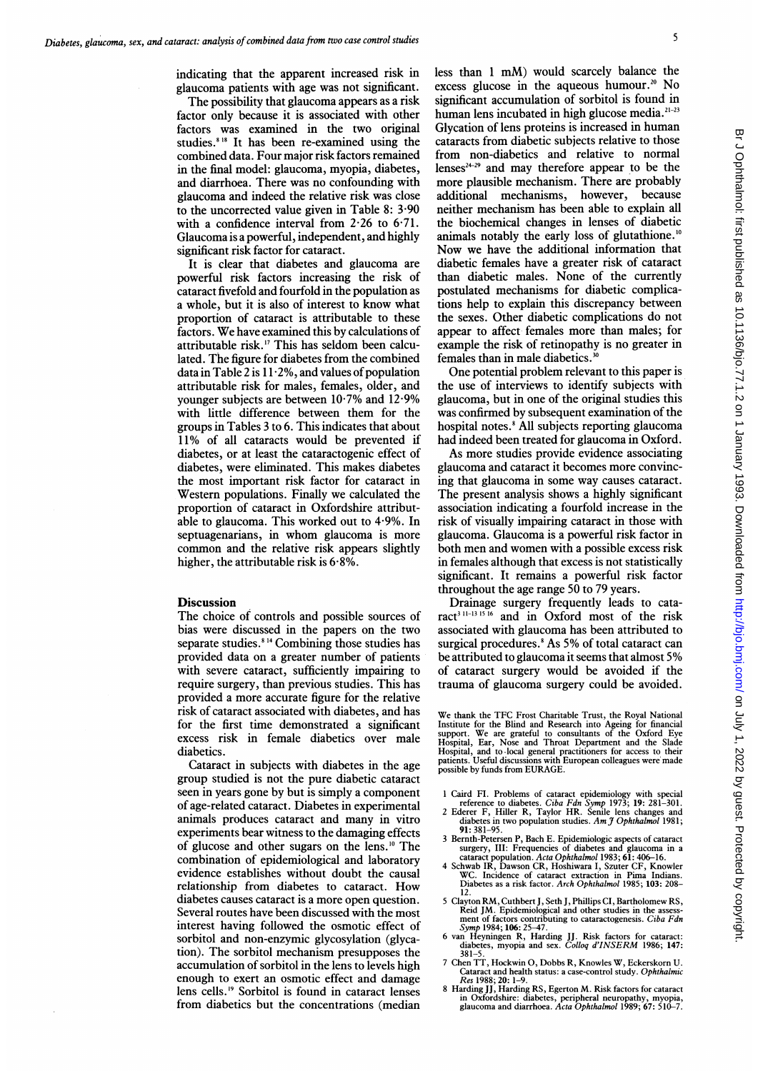indicating that the apparent increased risk in glaucoma patients with age was not significant.

The possibility that glaucoma appears as a risk factor only because it is associated with other factors was examined in the two original studies.[8 18] It has been re-examined using the combined data. Four major risk factors remained in the final model: glaucoma, myopia, diabetes, and diarrhoea. There was no confounding with glaucoma and indeed the relative risk was close to the uncorrected value given in Table 8: 3·90 with a confidence interval from 2·26 to 6·71. Glaucoma is a powerful, independent, and highly significant risk factor for cataract.

It is clear that diabetes and glaucoma are powerful risk factors increasing the risk of cataract fivefold and fourfold in the population as a whole, but it is also of interest to know what proportion of cataract is attributable to these factors. We have examined this by calculations of attributable risk.[17] This has seldom been calculated. The figure for diabetes from the combined data in Table 2 is 11·2%, and values of population attributable risk for males, females, older, and younger subjects are between 10·7% and 12·9% with little difference between them for the groups in Tables 3 to 6. This indicates that about 11% of all cataracts would be prevented if diabetes, or at least the cataractogenic effect of diabetes, were eliminated. This makes diabetes the most important risk factor for cataract in Western populations. Finally we calculated the proportion of cataract in Oxfordshire attributable to glaucoma. This worked out to 4·9%. In septuagenarians, in whom glaucoma is more common and the relative risk appears slightly higher, the attributable risk is 6·8%.

## Discussion

The choice of controls and possible sources of bias were discussed in the papers on the two separate studies.[8 14] Combining those studies has provided data on a greater number of patients with severe cataract, sufficiently impairing to require surgery, than previous studies. This has provided a more accurate figure for the relative risk of cataract associated with diabetes, and has for the first time demonstrated a significant excess risk in female diabetics over male diabetics.

Cataract in subjects with diabetes in the age group studied is not the pure diabetic cataract seen in years gone by but is simply a component of age-related cataract. Diabetes in experimental animals produces cataract and many in vitro experiments bear witness to the damaging effects of glucose and other sugars on the lens.[10] The combination of epidemiological and laboratory evidence establishes without doubt the causal relationship from diabetes to cataract. How diabetes causes cataract is a more open question. Several routes have been discussed with the most interest having followed the osmotic effect of sorbitol and non-enzymic glycosylation (glycation). The sorbitol mechanism presupposes the accumulation of sorbitol in the lens to levels high enough to exert an osmotic effect and damage lens cells.[19] Sorbitol is found in cataract lenses from diabetics but the concentrations (median less than 1 mM) would scarcely balance the excess glucose in the aqueous humour.[20] No significant accumulation of sorbitol is found in human lens incubated in high glucose media.[21-23] Glycation of lens proteins is increased in human cataracts from diabetic subjects relative to those from non-diabetics and relative to normal lenses[24-29] and may therefore appear to be the more plausible mechanism. There are probably additional mechanisms, however, because neither mechanism has been able to explain all the biochemical changes in lenses of diabetic animals notably the early loss of glutathione.[10] Now we have the additional information that diabetic females have a greater risk of cataract than diabetic males. None of the currently postulated mechanisms for diabetic complications help to explain this discrepancy between the sexes. Other diabetic complications do not appear to affect females more than males; for example the risk of retinopathy is no greater in females than in male diabetics.[30]

One potential problem relevant to this paper is the use of interviews to identify subjects with glaucoma, but in one of the original studies this was confirmed by subsequent examination of the hospital notes.[8] All subjects reporting glaucoma had indeed been treated for glaucoma in Oxford.

As more studies provide evidence associating glaucoma and cataract it becomes more convincing that glaucoma in some way causes cataract. The present analysis shows a highly significant association indicating a fourfold increase in the risk of visually impairing cataract in those with glaucoma. Glaucoma is a powerful risk factor in both men and women with a possible excess risk in females although that excess is not statistically significant. It remains a powerful risk factor throughout the age range 50 to 79 years.

Drainage surgery frequently leads to cataract[3 11-13 15 16] and in Oxford most of the risk associated with glaucoma has been attributed to surgical procedures.[8] As 5% of total cataract can be attributed to glaucoma it seems that almost 5% of cataract surgery would be avoided if the trauma of glaucoma surgery could be avoided.

We thank the TFC Frost Charitable Trust, the Royal National Institute for the Blind and Research into Ageing for financial support. We are grateful to consultants of the Oxford Eye Hospital, Ear, Nose and Throat Department and the Slade Hospital, and to local general practitioners for access to their patients. Useful discussions with European colleagues were made possible by funds from EURAGE.

1 Caird FI. Problems of cataract epidemiology with special reference to diabetes. *Ciba Fdn Symp* 1973; **19:** 281–301.
2 Ederer F, Hiller R, Taylor HR. Senile lens changes and diabetes in two population studies. *Am J Ophthalmol* 1981; **91:** 381–95.
3 Bernth-Petersen P, Bach E. Epidemiologic aspects of cataract surgery, III: Frequencies of diabetes and glaucoma in a cataract population. *Acta Ophthalmol* 1983; **61:** 406–16.
4 Schwab IR, Dawson CR, Hoshiwara I, Szuter CF, Knowler WC. Incidence of cataract extraction in Pima Indians. Diabetes as a risk factor. *Arch Ophthalmol* 1985; **103:** 208–12.
5 Clayton RM, Cuthbert J, Seth J, Phillips CI, Bartholomew RS, Reid JM. Epidemiological and other studies in the assessment of factors contributing to cataractogenesis. *Ciba Fdn Symp* 1984; **106:** 25–47.
6 van Heyningen R, Harding JJ. Risk factors for cataract: diabetes, myopia and sex. *Colloq d'INSERM* 1986; **147:** 381–5.
7 Chen TT, Hockwin O, Dobbs R, Knowles W, Eckerskorn U. Cataract and health status: a case-control study. *Ophthalmic Res* 1988; **20:** 1–9.
8 Harding JJ, Harding RS, Egerton M. Risk factors for cataract in Oxfordshire: diabetes, peripheral neuropathy, myopia, glaucoma and diarrhoea. *Acta Ophthalmol* 1989; **67:** 510–7.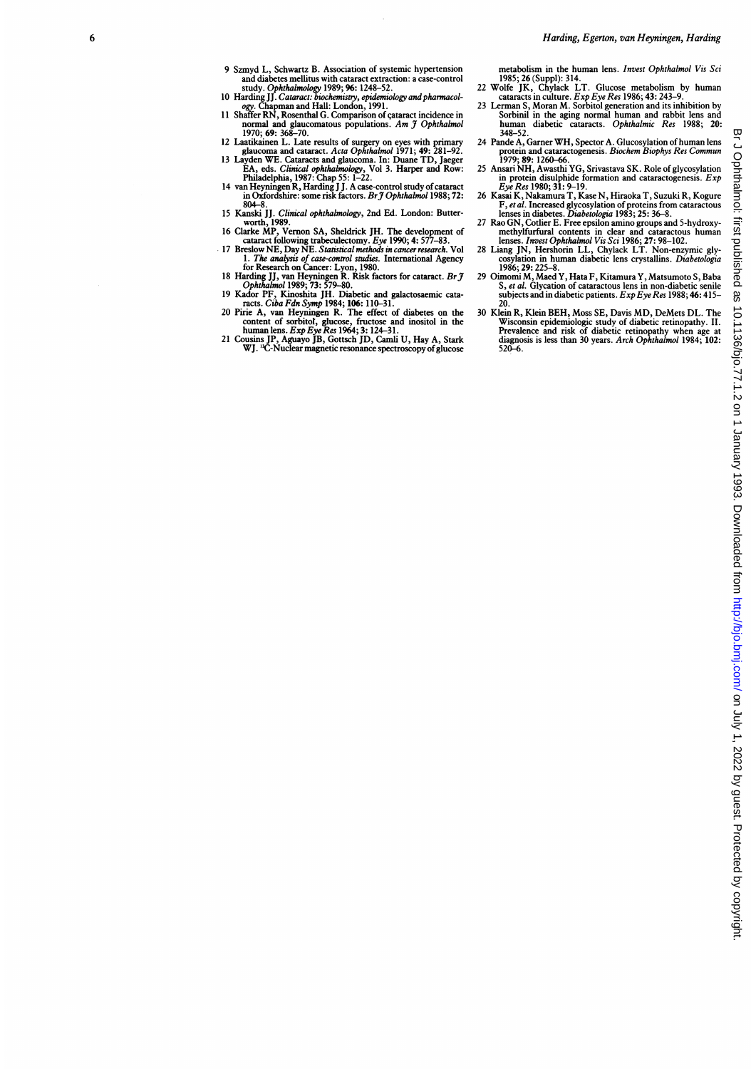9 Szmyd L, Schwartz B. Association of systemic hypertension and diabetes mellitus with cataract extraction: a case-control study. *Ophthalmology* 1989; **96**: 1248–52.

10 Harding JJ. *Cataract: biochemistry, epidemiology and pharmacology*. Chapman and Hall: London, 1991.

11 Shaffer RN, Rosenthal G. Comparison of cataract incidence in normal and glaucomatous populations. *Am J Ophthalmol* 1970; **69**: 368–70.

12 Laatikainen L. Late results of surgery on eyes with primary glaucoma and cataract. *Acta Ophthalmol* 1971; **49**: 281–92.

13 Layden WE. Cataracts and glaucoma. In: Duane TD, Jaeger EA, eds. *Clinical ophthalmology*, Vol 3. Harper and Row: Philadelphia, 1987: Chap 55: 1–22.

14 van Heyningen R, Harding JJ. A case-control study of cataract in Oxfordshire: some risk factors. *Br J Ophthalmol* 1988; **72**: 804–8.

15 Kanski JJ. *Clinical ophthalmology*, 2nd Ed. London: Butterworth, 1989.

16 Clarke MP, Vernon SA, Sheldrick JH. The development of cataract following trabeculectomy. *Eye* 1990; **4**: 577–83.

17 Breslow NE, Day NE. *Statistical methods in cancer research*. Vol 1. *The analysis of case-control studies*. International Agency for Research on Cancer: Lyon, 1980.

18 Harding JJ, van Heyningen R. Risk factors for cataract. *Br J Ophthalmol* 1989; **73**: 579–80.

19 Kador PF, Kinoshita JH. Diabetic and galactosaemic cataracts. *Ciba Fdn Symp* 1984; **106**: 110–31.

20 Pirie A, van Heyningen R. The effect of diabetes on the content of sorbitol, glucose, fructose and inositol in the human lens. *Exp Eye Res* 1964; **3**: 124–31.

21 Cousins JP, Aguayo JB, Gottsch JD, Camli U, Hay A, Stark WJ. [13]C-Nuclear magnetic resonance spectroscopy of glucose metabolism in the human lens. *Invest Ophthalmol Vis Sci* 1985; **26** (Suppl): 314.

22 Wolfe JK, Chylack LT. Glucose metabolism by human cataracts in culture. *Exp Eye Res* 1986; **43**: 243–9.

23 Lerman S, Moran M. Sorbitol generation and its inhibition by Sorbinil in the aging normal human and rabbit lens and human diabetic cataracts. *Ophthalmic Res* 1988; **20**: 348–52.

24 Pande A, Garner WH, Spector A. Glucosylation of human lens protein and cataractogenesis. *Biochem Biophys Res Commun* 1979; **89**: 1260–66.

25 Ansari NH, Awasthi YG, Srivastava SK. Role of glycosylation in protein disulphide formation and cataractogenesis. *Exp Eye Res* 1980; **31**: 9–19.

26 Kasai K, Nakamura T, Kase N, Hiraoka T, Suzuki R, Kogure F, *et al*. Increased glycosylation of proteins from cataractous lenses in diabetes. *Diabetologia* 1983; **25**: 36–8.

27 Rao GN, Cotlier E. Free epsilon amino groups and 5-hydroxymethylfurfural contents in clear and cataractous human lenses. *Invest Ophthalmol Vis Sci* 1986; **27**: 98–102.

28 Liang JN, Hershorin LL, Chylack LT. Non-enzymic glycosylation in human diabetic lens crystallins. *Diabetologia* 1986; **29**: 225–8.

29 Oimomi M, Maed Y, Hata F, Kitamura Y, Matsumoto S, Baba S, *et al*. Glycation of cataractous lens in non-diabetic senile subjects and in diabetic patients. *Exp Eye Res* 1988; **46**: 415–20.

30 Klein R, Klein BEH, Moss SE, Davis MD, DeMets DL. The Wisconsin epidemiologic study of diabetic retinopathy. II. Prevalence and risk of diabetic retinopathy when age at diagnosis is less than 30 years. *Arch Ophthalmol* 1984; **102**: 520–6.